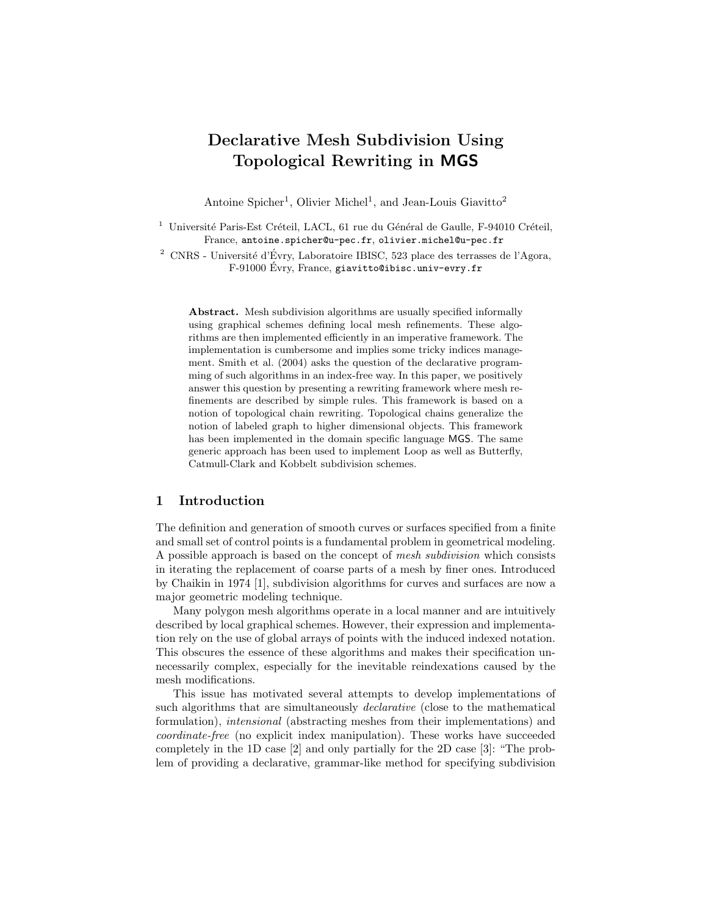# Declarative Mesh Subdivision Using Topological Rewriting in MGS

Antoine Spicher[1], Olivier Michel[1], and Jean-Louis Giavitto[2]

[1] Université Paris-Est Créteil, LACL, 61 rue du Général de Gaulle, F-94010 Créteil, France, antoine.spicher@u-pec.fr, olivier.michel@u-pec.fr

[2] CNRS - Université d'Évry, Laboratoire IBISC, 523 place des terrasses de l'Agora, F-91000 Évry, France, giavitto@ibisc.univ-evry.fr

**Abstract.** Mesh subdivision algorithms are usually specified informally using graphical schemes defining local mesh refinements. These algorithms are then implemented efficiently in an imperative framework. The implementation is cumbersome and implies some tricky indices management. Smith et al. (2004) asks the question of the declarative programming of such algorithms in an index-free way. In this paper, we positively answer this question by presenting a rewriting framework where mesh refinements are described by simple rules. This framework is based on a notion of topological chain rewriting. Topological chains generalize the notion of labeled graph to higher dimensional objects. This framework has been implemented in the domain specific language MGS. The same generic approach has been used to implement Loop as well as Butterfly, Catmull-Clark and Kobbelt subdivision schemes.

## 1 Introduction

The definition and generation of smooth curves or surfaces specified from a finite and small set of control points is a fundamental problem in geometrical modeling. A possible approach is based on the concept of *mesh subdivision* which consists in iterating the replacement of coarse parts of a mesh by finer ones. Introduced by Chaikin in 1974 [1], subdivision algorithms for curves and surfaces are now a major geometric modeling technique.

Many polygon mesh algorithms operate in a local manner and are intuitively described by local graphical schemes. However, their expression and implementation rely on the use of global arrays of points with the induced indexed notation. This obscures the essence of these algorithms and makes their specification unnecessarily complex, especially for the inevitable reindexations caused by the mesh modifications.

This issue has motivated several attempts to develop implementations of such algorithms that are simultaneously *declarative* (close to the mathematical formulation), *intensional* (abstracting meshes from their implementations) and *coordinate-free* (no explicit index manipulation). These works have succeeded completely in the 1D case [2] and only partially for the 2D case [3]: "The problem of providing a declarative, grammar-like method for specifying subdivision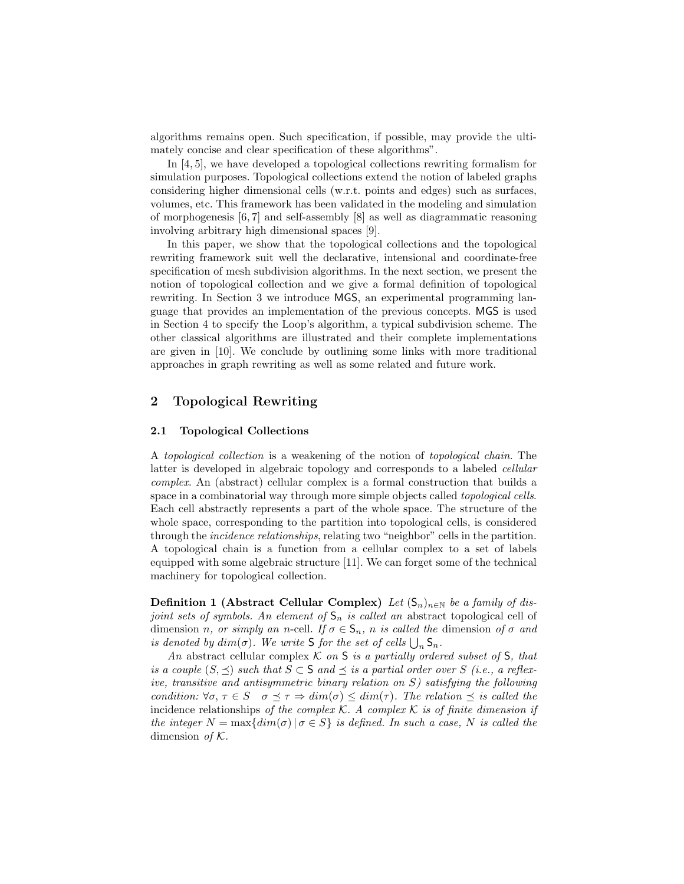algorithms remains open. Such specification, if possible, may provide the ultimately concise and clear specification of these algorithms".

In [4, 5], we have developed a topological collections rewriting formalism for simulation purposes. Topological collections extend the notion of labeled graphs considering higher dimensional cells (w.r.t. points and edges) such as surfaces, volumes, etc. This framework has been validated in the modeling and simulation of morphogenesis [6, 7] and self-assembly [8] as well as diagrammatic reasoning involving arbitrary high dimensional spaces [9].

In this paper, we show that the topological collections and the topological rewriting framework suit well the declarative, intensional and coordinate-free specification of mesh subdivision algorithms. In the next section, we present the notion of topological collection and we give a formal definition of topological rewriting. In Section 3 we introduce MGS, an experimental programming language that provides an implementation of the previous concepts. MGS is used in Section 4 to specify the Loop's algorithm, a typical subdivision scheme. The other classical algorithms are illustrated and their complete implementations are given in [10]. We conclude by outlining some links with more traditional approaches in graph rewriting as well as some related and future work.

## 2 Topological Rewriting

### 2.1 Topological Collections

A *topological collection* is a weakening of the notion of *topological chain*. The latter is developed in algebraic topology and corresponds to a labeled *cellular complex*. An (abstract) cellular complex is a formal construction that builds a space in a combinatorial way through more simple objects called *topological cells*. Each cell abstractly represents a part of the whole space. The structure of the whole space, corresponding to the partition into topological cells, is considered through the *incidence relationships*, relating two "neighbor" cells in the partition. A topological chain is a function from a cellular complex to a set of labels equipped with some algebraic structure [11]. We can forget some of the technical machinery for topological collection.

**Definition 1 (Abstract Cellular Complex)** *Let $(\mathsf{S}_n)_{n \in \mathbb{N}}$ be a family of disjoint sets of symbols. An element of $\mathsf{S}_n$ is called an* abstract topological cell *of dimension $n$, or simply an $n$*-cell*. If $\sigma \in \mathsf{S}_n$, $n$ is called the* dimension *of $\sigma$ and is denoted by $dim(\sigma)$. We write $\mathsf{S}$ for the set of cells $\bigcup_n \mathsf{S}_n$.*

*An* abstract cellular complex *$\mathcal{K}$ on $\mathsf{S}$ is a partially ordered subset of $\mathsf{S}$, that is a couple $(S, \preceq)$ such that $S \subset \mathsf{S}$ and $\preceq$ is a partial order over $S$ (i.e., a reflexive, transitive and antisymmetric binary relation on $S$) satisfying the following condition: $\forall \sigma, \tau \in S \quad \sigma \preceq \tau \Rightarrow dim(\sigma) \leq dim(\tau)$. The relation $\preceq$ is called the* incidence relationships *of the complex $\mathcal{K}$. A complex $\mathcal{K}$ is of finite dimension if the integer $N = \max\{dim(\sigma) \mid \sigma \in S\}$ is defined. In such a case, $N$ is called the* dimension *of $\mathcal{K}$.*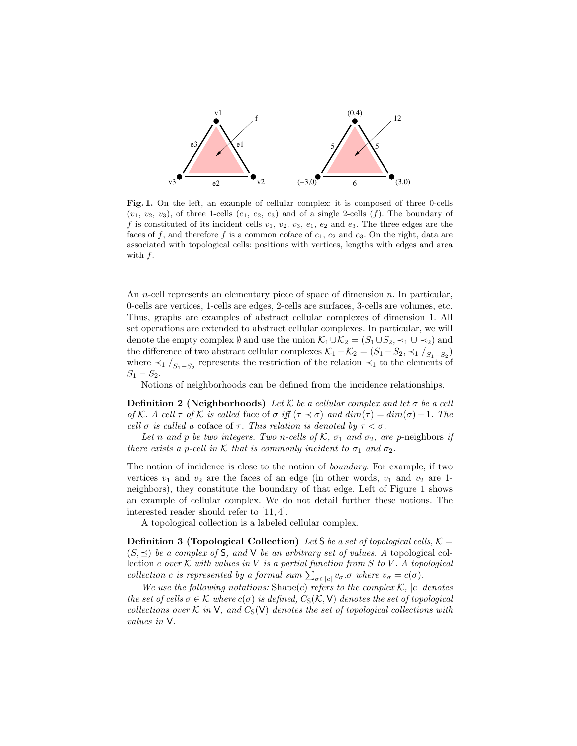**Fig. 1.** On the left, an example of cellular complex: it is composed of three 0-cells ($v_1$, $v_2$, $v_3$), of three 1-cells ($e_1$, $e_2$, $e_3$) and of a single 2-cells ($f$). The boundary of $f$ is constituted of its incident cells $v_1$, $v_2$, $v_3$, $e_1$, $e_2$ and $e_3$. The three edges are the faces of $f$, and therefore $f$ is a common coface of $e_1$, $e_2$ and $e_3$. On the right, data are associated with topological cells: positions with vertices, lengths with edges and area with $f$.

An $n$-cell represents an elementary piece of space of dimension $n$. In particular, 0-cells are vertices, 1-cells are edges, 2-cells are surfaces, 3-cells are volumes, etc. Thus, graphs are examples of abstract cellular complexes of dimension 1. All set operations are extended to abstract cellular complexes. In particular, we will denote the empty complex $\emptyset$ and use the union $\mathcal{K}_1 \cup \mathcal{K}_2 = (S_1 \cup S_2, \prec_1 \cup \prec_2)$ and the difference of two abstract cellular complexes $\mathcal{K}_1 - \mathcal{K}_2 = (S_1 - S_2, \prec_1 /_{S_1 - S_2})$ where $\prec_1 /_{S_1 - S_2}$ represents the restriction of the relation $\prec_1$ to the elements of $S_1 - S_2$.

Notions of neighborhoods can be defined from the incidence relationships.

**Definition 2 (Neighborhoods)** *Let $\mathcal{K}$ be a cellular complex and let $\sigma$ be a cell of $\mathcal{K}$. A cell $\tau$ of $\mathcal{K}$ is called* face of *$\sigma$ iff $(\tau \prec \sigma)$ and $dim(\tau) = dim(\sigma) - 1$. The cell $\sigma$ is called a* coface of *$\tau$. This relation is denoted by $\tau < \sigma$.*

*Let $n$ and $p$ be two integers. Two $n$-cells of $\mathcal{K}$, $\sigma_1$ and $\sigma_2$, are $p$-*neighbors *if there exists a $p$-cell in $\mathcal{K}$ that is commonly incident to $\sigma_1$ and $\sigma_2$.*

The notion of incidence is close to the notion of *boundary*. For example, if two vertices $v_1$ and $v_2$ are the faces of an edge (in other words, $v_1$ and $v_2$ are 1-neighbors), they constitute the boundary of that edge. Left of Figure 1 shows an example of cellular complex. We do not detail further these notions. The interested reader should refer to [11, 4].

A topological collection is a labeled cellular complex.

**Definition 3 (Topological Collection)** *Let $\mathsf{S}$ be a set of topological cells, $\mathcal{K} = (S, \preceq)$ be a complex of $\mathsf{S}$, and $\mathsf{V}$ be an arbitrary set of values. A* topological collection *$c$ over $\mathcal{K}$ with values in $V$ is a partial function from $S$ to $V$. A topological collection $c$ is represented by a formal sum $\sum_{\sigma \in |c|} v_\sigma.\sigma$ where $v_\sigma = c(\sigma)$.*

*We use the following notations:* Shape($c$) *refers to the complex $\mathcal{K}$, $|c|$ denotes the set of cells $\sigma \in \mathcal{K}$ where $c(\sigma)$ is defined, $C_{\mathsf{S}}(\mathcal{K}, \mathsf{V})$ denotes the set of topological collections over $\mathcal{K}$ in $\mathsf{V}$, and $C_{\mathsf{S}}(\mathsf{V})$ denotes the set of topological collections with values in $\mathsf{V}$.*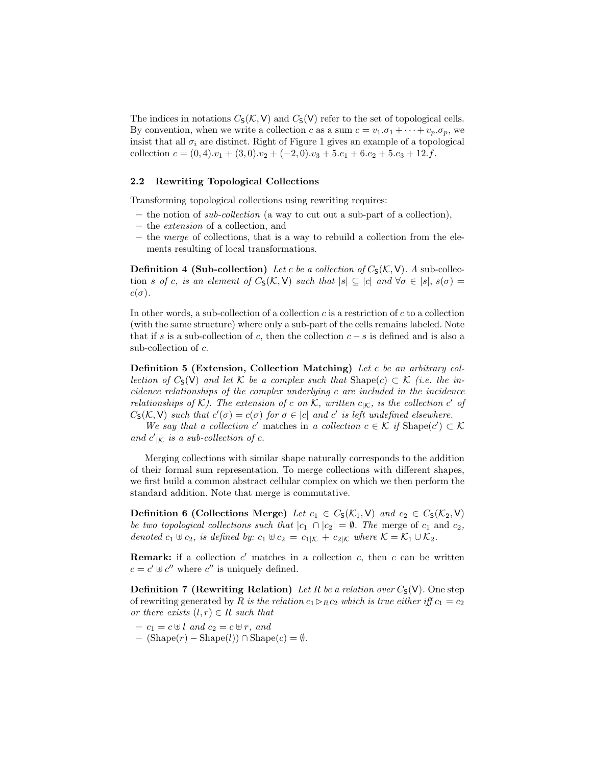The indices in notations $C_{\mathsf{S}}(\mathcal{K}, \mathsf{V})$ and $C_{\mathsf{S}}(\mathsf{V})$ refer to the set of topological cells. By convention, when we write a collection $c$ as a sum $c = v_1.\sigma_1 + \cdots + v_p.\sigma_p$, we insist that all $\sigma_i$ are distinct. Right of Figure 1 gives an example of a topological collection $c = (0, 4).v_1 + (3, 0).v_2 + (-2, 0).v_3 + 5.e_1 + 6.e_2 + 5.e_3 + 12.f$.

### 2.2 Rewriting Topological Collections

Transforming topological collections using rewriting requires:

- the notion of *sub-collection* (a way to cut out a sub-part of a collection),
- the *extension* of a collection, and
- the *merge* of collections, that is a way to rebuild a collection from the elements resulting of local transformations.

**Definition 4 (Sub-collection)** *Let $c$ be a collection of $C_{\mathsf{S}}(\mathcal{K}, \mathsf{V})$. A* sub-collection *$s$ of $c$, is an element of $C_{\mathsf{S}}(\mathcal{K}, \mathsf{V})$ such that $|s| \subseteq |c|$ and $\forall \sigma \in |s|$, $s(\sigma) = c(\sigma)$.*

In other words, a sub-collection of a collection $c$ is a restriction of $c$ to a collection (with the same structure) where only a sub-part of the cells remains labeled. Note that if $s$ is a sub-collection of $c$, then the collection $c - s$ is defined and is also a sub-collection of $c$.

**Definition 5 (Extension, Collection Matching)** *Let $c$ be an arbitrary collection of $C_{\mathsf{S}}(\mathsf{V})$ and let $\mathcal{K}$ be a complex such that $\text{Shape}(c) \subset \mathcal{K}$ (i.e. the incidence relationships of the complex underlying $c$ are included in the incidence relationships of $\mathcal{K}$). The extension of $c$ on $\mathcal{K}$, written $c_{|\mathcal{K}}$, is the collection $c'$ of $C_{\mathsf{S}}(\mathcal{K}, \mathsf{V})$ such that $c'(\sigma) = c(\sigma)$ for $\sigma \in |c|$ and $c'$ is left undefined elsewhere.*

*We say that a collection $c'$* matches in *a collection $c \in \mathcal{K}$ if $\text{Shape}(c') \subset \mathcal{K}$ and ${c'}_{|\mathcal{K}}$ is a sub-collection of $c$.*

Merging collections with similar shape naturally corresponds to the addition of their formal sum representation. To merge collections with different shapes, we first build a common abstract cellular complex on which we then perform the standard addition. Note that merge is commutative.

**Definition 6 (Collections Merge)** *Let $c_1 \in C_{\mathsf{S}}(\mathcal{K}_1, \mathsf{V})$ and $c_2 \in C_{\mathsf{S}}(\mathcal{K}_2, \mathsf{V})$ be two topological collections such that $|c_1| \cap |c_2| = \emptyset$. The* merge of $c_1$ and $c_2$, *denoted $c_1 \uplus c_2$, is defined by: $c_1 \uplus c_2 = c_{1|\mathcal{K}} + c_{2|\mathcal{K}}$ where $\mathcal{K} = \mathcal{K}_1 \cup \mathcal{K}_2$.*

**Remark:** if a collection $c'$ matches in a collection $c$, then $c$ can be written $c = c' \uplus c''$ where $c''$ is uniquely defined.

**Definition 7 (Rewriting Relation)** *Let $R$ be a relation over $C_{\mathsf{S}}(\mathsf{V})$.* One step of rewriting generated by *$R$ is the relation $c_1 \triangleright_R c_2$ which is true either iff $c_1 = c_2$ or there exists $(l, r) \in R$ such that*

- *$c_1 = c \uplus l$ and $c_2 = c \uplus r$, and*
- *$(\text{Shape}(r) - \text{Shape}(l)) \cap \text{Shape}(c) = \emptyset$.*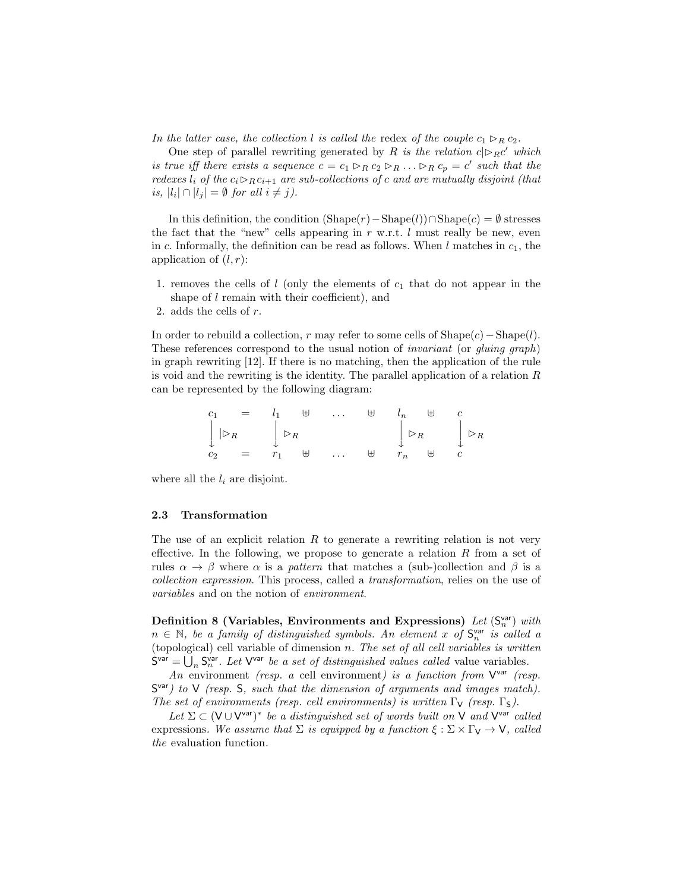*In the latter case, the collection $l$ is called the* redex *of the couple $c_1 \rhd_R c_2$.*

One step of parallel rewriting generated by $R$ *is the relation $c|\!\rhd_R c'$ which is true iff there exists a sequence $c = c_1 \rhd_R c_2 \rhd_R \ldots \rhd_R c_p = c'$ such that the redexes $l_i$ of the $c_i \rhd_R c_{i+1}$ are sub-collections of $c$ and are mutually disjoint (that is, $|l_i| \cap |l_j| = \emptyset$ for all $i \neq j$).*

In this definition, the condition $(\text{Shape}(r) - \text{Shape}(l)) \cap \text{Shape}(c) = \emptyset$ stresses the fact that the "new" cells appearing in $r$ w.r.t. $l$ must really be new, even in $c$. Informally, the definition can be read as follows. When $l$ matches in $c_1$, the application of $(l, r)$:

1. removes the cells of $l$ (only the elements of $c_1$ that do not appear in the shape of $l$ remain with their coefficient), and
2. adds the cells of $r$.

In order to rebuild a collection, $r$ may refer to some cells of $\text{Shape}(c) - \text{Shape}(l)$. These references correspond to the usual notion of *invariant* (or *gluing graph*) in graph rewriting [12]. If there is no matching, then the application of the rule is void and the rewriting is the identity. The parallel application of a relation $R$ can be represented by the following diagram:

$$
\begin{array}{ccccccccc}
c_1 & = & l_1 & \uplus & \ldots & \uplus & l_n & \uplus & c \\
\downarrow |\!\rhd_R & & \downarrow \rhd_R & & & & \downarrow \rhd_R & & \downarrow \rhd_R \\
c_2 & = & r_1 & \uplus & \ldots & \uplus & r_n & \uplus & c
\end{array}
$$

where all the $l_i$ are disjoint.

### 2.3 Transformation

The use of an explicit relation $R$ to generate a rewriting relation is not very effective. In the following, we propose to generate a relation $R$ from a set of rules $\alpha \to \beta$ where $\alpha$ is a *pattern* that matches a (sub-)collection and $\beta$ is a *collection expression*. This process, called a *transformation*, relies on the use of *variables* and on the notion of *environment*.

**Definition 8 (Variables, Environments and Expressions)** *Let $(\mathsf{S}^{\mathsf{var}}_n)$ with $n \in \mathbb{N}$, be a family of distinguished symbols. An element $x$ of $\mathsf{S}^{\mathsf{var}}_n$ is called a* (topological) cell variable *of dimension $n$. The set of all cell variables is written $\mathsf{S}^{\mathsf{var}} = \bigcup_n \mathsf{S}^{\mathsf{var}}_n$. Let $\mathsf{V}^{\mathsf{var}}$ be a set of distinguished values called* value variables.

*An* environment *(resp. a* cell environment*) is a function from $\mathsf{V}^{\mathsf{var}}$ (resp. $\mathsf{S}^{\mathsf{var}}$) to $\mathsf{V}$ (resp. $\mathsf{S}$, such that the dimension of arguments and images match). The set of environments (resp. cell environments) is written $\Gamma_{\mathsf{V}}$ (resp. $\Gamma_{\mathsf{S}}$).*

*Let $\Sigma \subset (\mathsf{V} \cup \mathsf{V}^{\mathsf{var}})^*$ be a distinguished set of words built on $\mathsf{V}$ and $\mathsf{V}^{\mathsf{var}}$ called* expressions. *We assume that $\Sigma$ is equipped by a function $\xi : \Sigma \times \Gamma_{\mathsf{V}} \to \mathsf{V}$, called the* evaluation function.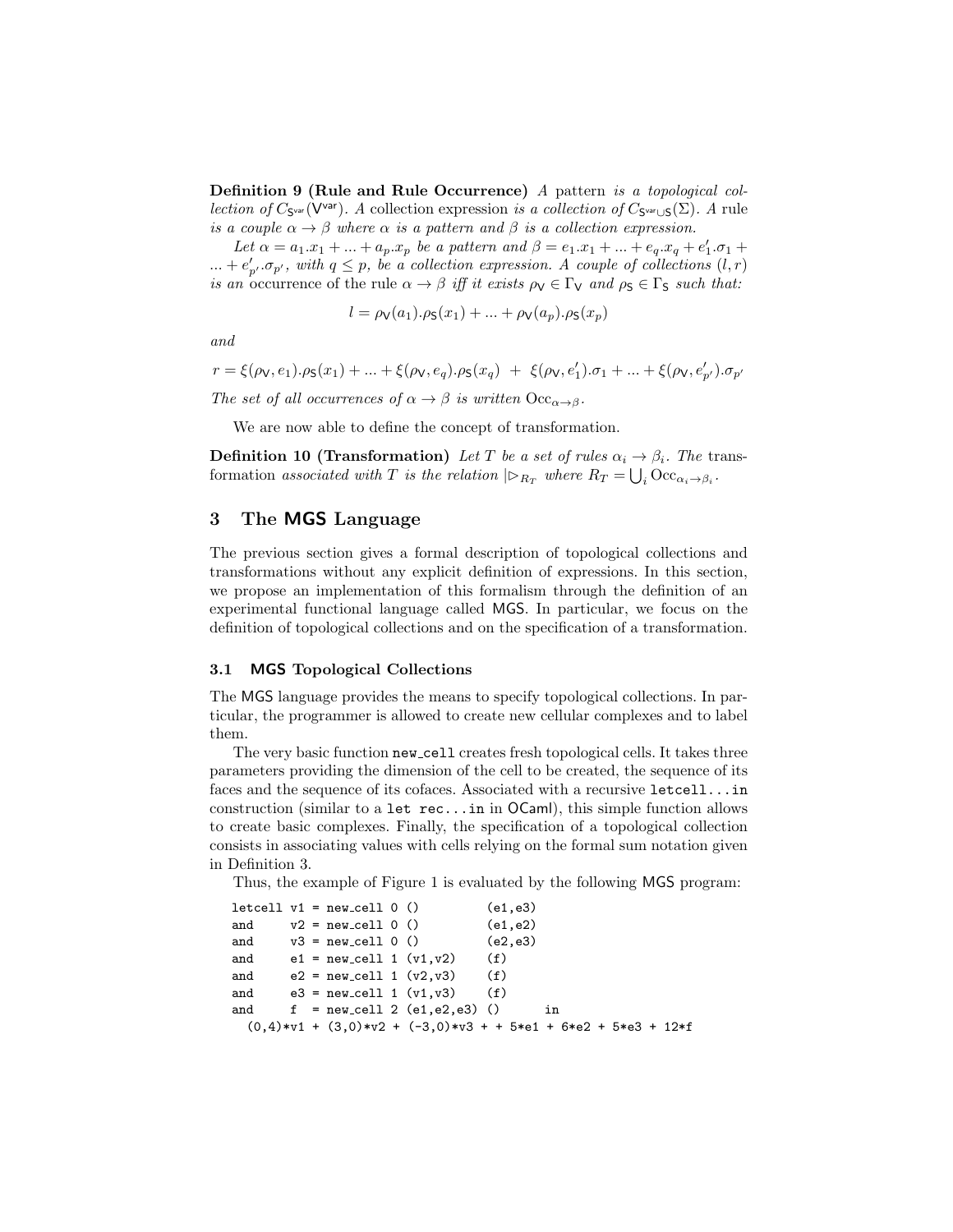**Definition 9 (Rule and Rule Occurrence)** *A* pattern *is a topological collection of $C_{\mathsf{S}^{\mathsf{var}}}(\mathsf{V}^{\mathsf{var}})$. A* collection expression *is a collection of $C_{\mathsf{S}^{\mathsf{var}} \cup \mathsf{S}}(\Sigma)$. A* rule *is a couple $\alpha \to \beta$ where $\alpha$ is a pattern and $\beta$ is a collection expression.*

*Let $\alpha = a_1.x_1 + ... + a_p.x_p$ be a pattern and $\beta = e_1.x_1 + ... + e_q.x_q + e'_1.\sigma_1 + ... + e'_{p'}.\sigma_{p'}$, with $q \leq p$, be a collection expression. A couple of collections $(l, r)$ is an* occurrence of the rule $\alpha \to \beta$ *iff it exists $\rho_{\mathsf{V}} \in \Gamma_{\mathsf{V}}$ and $\rho_{\mathsf{S}} \in \Gamma_{\mathsf{S}}$ such that:*

$$l = \rho_{\mathsf{V}}(a_1).\rho_{\mathsf{S}}(x_1) + ... + \rho_{\mathsf{V}}(a_p).\rho_{\mathsf{S}}(x_p)$$

*and*

$$r = \xi(\rho_{\mathsf{V}}, e_1).\rho_{\mathsf{S}}(x_1) + ... + \xi(\rho_{\mathsf{V}}, e_q).\rho_{\mathsf{S}}(x_q) \;+\; \xi(\rho_{\mathsf{V}}, e'_1).\sigma_1 + ... + \xi(\rho_{\mathsf{V}}, e'_{p'}).\sigma_{p'}$$

*The set of all occurrences of $\alpha \to \beta$ is written $\mathrm{Occ}_{\alpha \to \beta}$.*

We are now able to define the concept of transformation.

**Definition 10 (Transformation)** *Let $T$ be a set of rules $\alpha_i \to \beta_i$. The* transformation *associated with $T$ is the relation $|\!\rhd_{R_T}$ where $R_T = \bigcup_i \mathrm{Occ}_{\alpha_i \to \beta_i}$.*

## 3 The MGS Language

The previous section gives a formal description of topological collections and transformations without any explicit definition of expressions. In this section, we propose an implementation of this formalism through the definition of an experimental functional language called MGS. In particular, we focus on the definition of topological collections and on the specification of a transformation.

### 3.1 MGS Topological Collections

The MGS language provides the means to specify topological collections. In particular, the programmer is allowed to create new cellular complexes and to label them.

The very basic function `new_cell` creates fresh topological cells. It takes three parameters providing the dimension of the cell to be created, the sequence of its faces and the sequence of its cofaces. Associated with a recursive `letcell...in` construction (similar to a `let rec...in` in OCaml), this simple function allows to create basic complexes. Finally, the specification of a topological collection consists in associating values with cells relying on the formal sum notation given in Definition 3.

Thus, the example of Figure 1 is evaluated by the following MGS program:

```
letcell v1 = new_cell 0 ()         (e1,e3)
and     v2 = new_cell 0 ()         (e1,e2)
and     v3 = new_cell 0 ()         (e2,e3)
and     e1 = new_cell 1 (v1,v2)    (f)
and     e2 = new_cell 1 (v2,v3)    (f)
and     e3 = new_cell 1 (v1,v3)    (f)
and     f  = new_cell 2 (e1,e2,e3) ()      in
  (0,4)*v1 + (3,0)*v2 + (-3,0)*v3 + + 5*e1 + 6*e2 + 5*e3 + 12*f
```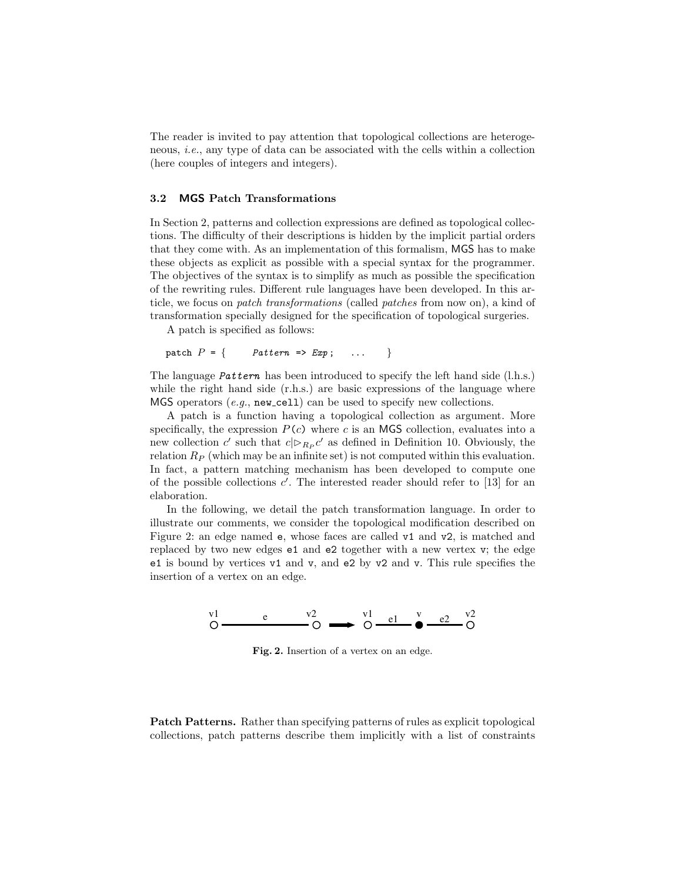The reader is invited to pay attention that topological collections are heterogeneous, *i.e.*, any type of data can be associated with the cells within a collection (here couples of integers and integers).

### 3.2 MGS Patch Transformations

In Section 2, patterns and collection expressions are defined as topological collections. The difficulty of their descriptions is hidden by the implicit partial orders that they come with. As an implementation of this formalism, MGS has to make these objects as explicit as possible with a special syntax for the programmer. The objectives of the syntax is to simplify as much as possible the specification of the rewriting rules. Different rule languages have been developed. In this article, we focus on *patch transformations* (called *patches* from now on), a kind of transformation specially designed for the specification of topological surgeries.

A patch is specified as follows:

```
patch P = {      Pattern => Exp ;    ...      }
```

The language ***Pattern*** has been introduced to specify the left hand side (l.h.s.) while the right hand side (r.h.s.) are basic expressions of the language where MGS operators (*e.g.*, `new_cell`) can be used to specify new collections.

A patch is a function having a topological collection as argument. More specifically, the expression $P(c)$ where $c$ is an MGS collection, evaluates into a new collection $c'$ such that $c|\triangleright_{R_P} c'$ as defined in Definition 10. Obviously, the relation $R_P$ (which may be an infinite set) is not computed within this evaluation. In fact, a pattern matching mechanism has been developed to compute one of the possible collections $c'$. The interested reader should refer to [13] for an elaboration.

In the following, we detail the patch transformation language. In order to illustrate our comments, we consider the topological modification described on Figure 2: an edge named `e`, whose faces are called `v1` and `v2`, is matched and replaced by two new edges `e1` and `e2` together with a new vertex `v`; the edge `e1` is bound by vertices `v1` and `v`, and `e2` by `v2` and `v`. This rule specifies the insertion of a vertex on an edge.

**Fig. 2.** Insertion of a vertex on an edge.

**Patch Patterns.** Rather than specifying patterns of rules as explicit topological collections, patch patterns describe them implicitly with a list of constraints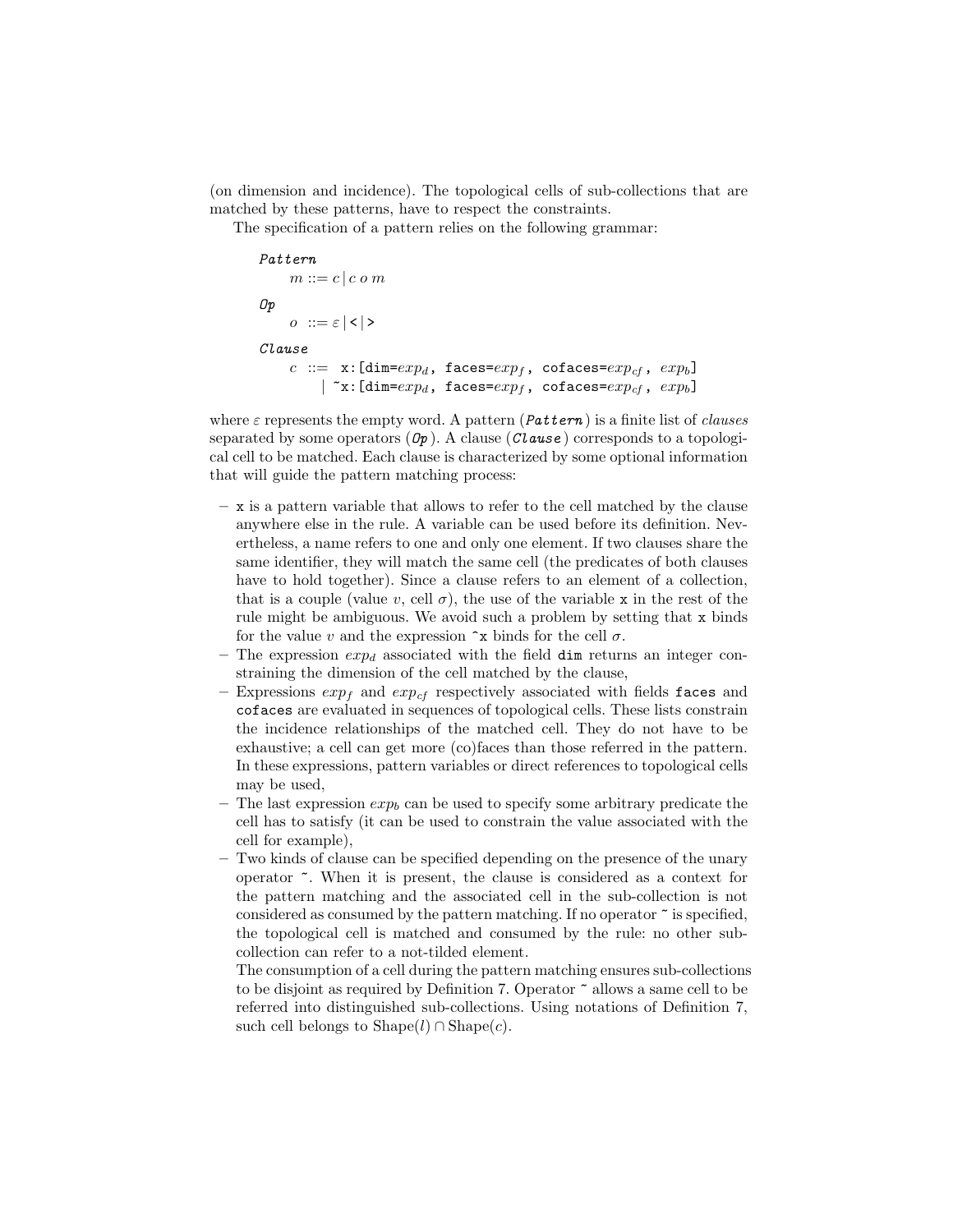(on dimension and incidence). The topological cells of sub-collections that are matched by these patterns, have to respect the constraints.

The specification of a pattern relies on the following grammar:

*Pattern*

$m ::= c \,|\, c\; o\; m$

*Op*

$o\; ::= \varepsilon \,|$ `<` $|$ `>`

*Clause*

$c\; ::=$ `x:[dim=`$exp_d$`, faces=`$exp_f$`, cofaces=`$exp_{cf}$`, `$exp_b$`]`
$\quad |$ `~x:[dim=`$exp_d$`, faces=`$exp_f$`, cofaces=`$exp_{cf}$`, `$exp_b$`]`

where $\varepsilon$ represents the empty word. A pattern (*Pattern*) is a finite list of *clauses* separated by some operators (*Op*). A clause (*Clause*) corresponds to a topological cell to be matched. Each clause is characterized by some optional information that will guide the pattern matching process:

- `x` is a pattern variable that allows to refer to the cell matched by the clause anywhere else in the rule. A variable can be used before its definition. Nevertheless, a name refers to one and only one element. If two clauses share the same identifier, they will match the same cell (the predicates of both clauses have to hold together). Since a clause refers to an element of a collection, that is a couple (value $v$, cell $\sigma$), the use of the variable `x` in the rest of the rule might be ambiguous. We avoid such a problem by setting that `x` binds for the value $v$ and the expression `^x` binds for the cell $\sigma$.
- The expression $exp_d$ associated with the field `dim` returns an integer constraining the dimension of the cell matched by the clause,
- Expressions $exp_f$ and $exp_{cf}$ respectively associated with fields `faces` and `cofaces` are evaluated in sequences of topological cells. These lists constrain the incidence relationships of the matched cell. They do not have to be exhaustive; a cell can get more (co)faces than those referred in the pattern. In these expressions, pattern variables or direct references to topological cells may be used,
- The last expression $exp_b$ can be used to specify some arbitrary predicate the cell has to satisfy (it can be used to constrain the value associated with the cell for example),
- Two kinds of clause can be specified depending on the presence of the unary operator `~`. When it is present, the clause is considered as a context for the pattern matching and the associated cell in the sub-collection is not considered as consumed by the pattern matching. If no operator `~` is specified, the topological cell is matched and consumed by the rule: no other sub-collection can refer to a not-tilded element.

  The consumption of a cell during the pattern matching ensures sub-collections to be disjoint as required by Definition 7. Operator `~` allows a same cell to be referred into distinguished sub-collections. Using notations of Definition 7, such cell belongs to $\mathrm{Shape}(l) \cap \mathrm{Shape}(c)$.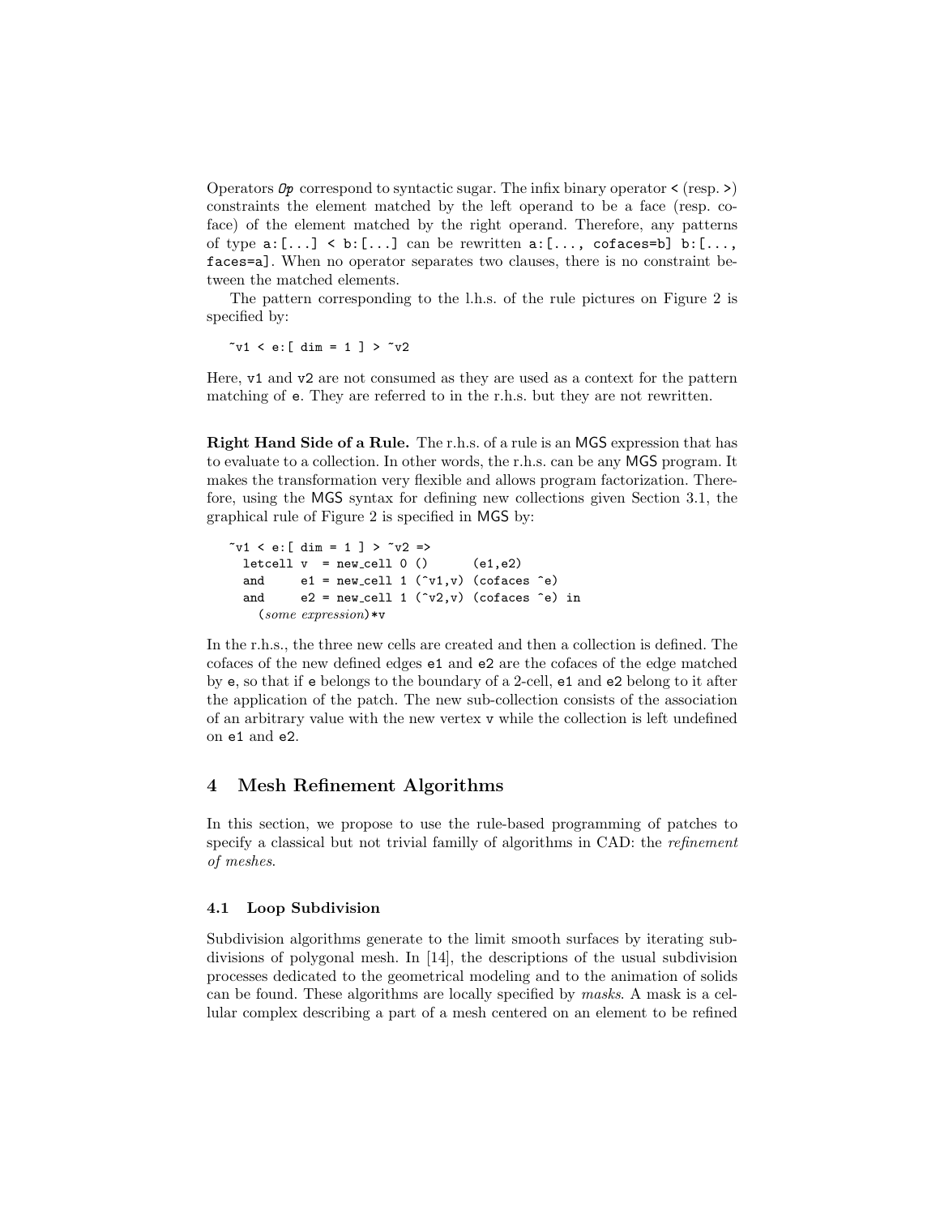Operators *Op* correspond to syntactic sugar. The infix binary operator `<` (resp. `>`) constraints the element matched by the left operand to be a face (resp. coface) of the element matched by the right operand. Therefore, any patterns of type `a:[...] < b:[...]` can be rewritten `a:[..., cofaces=b] b:[..., faces=a]`. When no operator separates two clauses, there is no constraint between the matched elements.

The pattern corresponding to the l.h.s. of the rule pictures on Figure 2 is specified by:

```
~v1 < e:[ dim = 1 ] > ~v2
```

Here, `v1` and `v2` are not consumed as they are used as a context for the pattern matching of `e`. They are referred to in the r.h.s. but they are not rewritten.

**Right Hand Side of a Rule.** The r.h.s. of a rule is an MGS expression that has to evaluate to a collection. In other words, the r.h.s. can be any MGS program. It makes the transformation very flexible and allows program factorization. Therefore, using the MGS syntax for defining new collections given Section 3.1, the graphical rule of Figure 2 is specified in MGS by:

```
~v1 < e:[ dim = 1 ] > ~v2 =>
  letcell v  = new_cell 0 ()        (e1,e2)
  and     e1 = new_cell 1 (^v1,v) (cofaces ^e)
  and     e2 = new_cell 1 (^v2,v) (cofaces ^e) in
    (some expression)*v
```

In the r.h.s., the three new cells are created and then a collection is defined. The cofaces of the new defined edges `e1` and `e2` are the cofaces of the edge matched by `e`, so that if `e` belongs to the boundary of a 2-cell, `e1` and `e2` belong to it after the application of the patch. The new sub-collection consists of the association of an arbitrary value with the new vertex `v` while the collection is left undefined on `e1` and `e2`.

## 4 Mesh Refinement Algorithms

In this section, we propose to use the rule-based programming of patches to specify a classical but not trivial familly of algorithms in CAD: the *refinement of meshes*.

### 4.1 Loop Subdivision

Subdivision algorithms generate to the limit smooth surfaces by iterating subdivisions of polygonal mesh. In [14], the descriptions of the usual subdivision processes dedicated to the geometrical modeling and to the animation of solids can be found. These algorithms are locally specified by *masks*. A mask is a cellular complex describing a part of a mesh centered on an element to be refined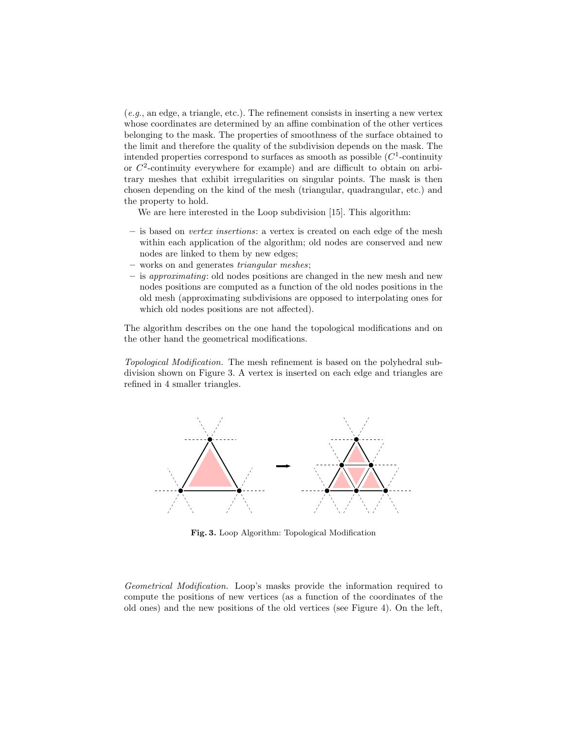(*e.g.*, an edge, a triangle, etc.). The refinement consists in inserting a new vertex whose coordinates are determined by an affine combination of the other vertices belonging to the mask. The properties of smoothness of the surface obtained to the limit and therefore the quality of the subdivision depends on the mask. The intended properties correspond to surfaces as smooth as possible ($C^1$-continuity or $C^2$-continuity everywhere for example) and are difficult to obtain on arbitrary meshes that exhibit irregularities on singular points. The mask is then chosen depending on the kind of the mesh (triangular, quadrangular, etc.) and the property to hold.

We are here interested in the Loop subdivision [15]. This algorithm:

- is based on *vertex insertions*: a vertex is created on each edge of the mesh within each application of the algorithm; old nodes are conserved and new nodes are linked to them by new edges;
- works on and generates *triangular meshes*;
- is *approximating*: old nodes positions are changed in the new mesh and new nodes positions are computed as a function of the old nodes positions in the old mesh (approximating subdivisions are opposed to interpolating ones for which old nodes positions are not affected).

The algorithm describes on the one hand the topological modifications and on the other hand the geometrical modifications.

*Topological Modification.* The mesh refinement is based on the polyhedral subdivision shown on Figure 3. A vertex is inserted on each edge and triangles are refined in 4 smaller triangles.

**Fig. 3.** Loop Algorithm: Topological Modification

*Geometrical Modification.* Loop's masks provide the information required to compute the positions of new vertices (as a function of the coordinates of the old ones) and the new positions of the old vertices (see Figure 4). On the left,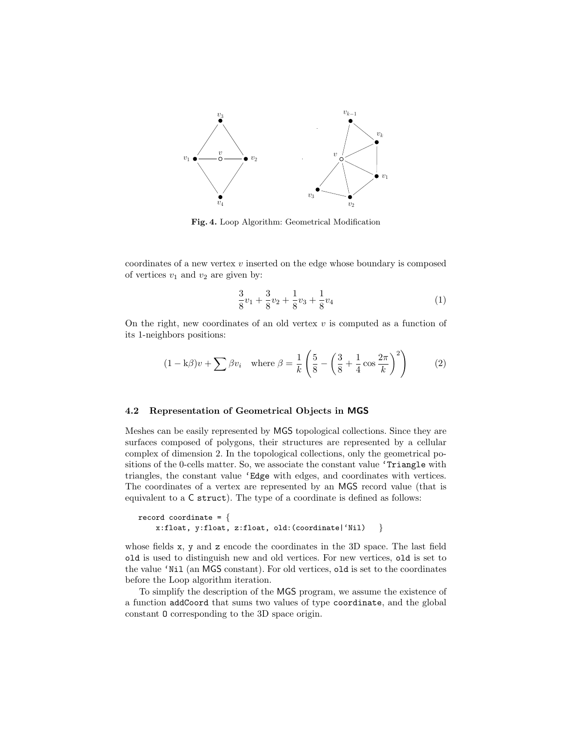Fig. 4. Loop Algorithm: Geometrical Modification

coordinates of a new vertex $v$ inserted on the edge whose boundary is composed of vertices $v_1$ and $v_2$ are given by:

$$\frac{3}{8}v_1 + \frac{3}{8}v_2 + \frac{1}{8}v_3 + \frac{1}{8}v_4 \tag{1}$$

On the right, new coordinates of an old vertex $v$ is computed as a function of its 1-neighbors positions:

$$(1 - \mathrm{k}\beta)v + \sum \beta v_i \quad \text{where } \beta = \frac{1}{k}\left(\frac{5}{8} - \left(\frac{3}{8} + \frac{1}{4}\cos\frac{2\pi}{k}\right)^2\right) \tag{2}$$

### 4.2 Representation of Geometrical Objects in MGS

Meshes can be easily represented by MGS topological collections. Since they are surfaces composed of polygons, their structures are represented by a cellular complex of dimension 2. In the topological collections, only the geometrical positions of the 0-cells matter. So, we associate the constant value `'Triangle` with triangles, the constant value `'Edge` with edges, and coordinates with vertices. The coordinates of a vertex are represented by an MGS record value (that is equivalent to a C `struct`). The type of a coordinate is defined as follows:

```
record coordinate = {
    x:float, y:float, z:float, old:(coordinate|'Nil)   }
```

whose fields `x`, `y` and `z` encode the coordinates in the 3D space. The last field `old` is used to distinguish new and old vertices. For new vertices, `old` is set to the value `'Nil` (an MGS constant). For old vertices, `old` is set to the coordinates before the Loop algorithm iteration.

To simplify the description of the MGS program, we assume the existence of a function `addCoord` that sums two values of type `coordinate`, and the global constant `O` corresponding to the 3D space origin.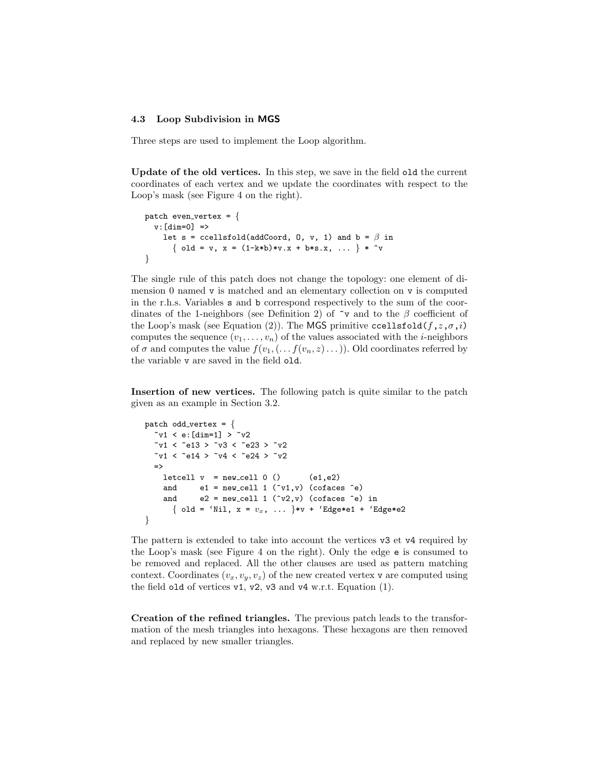### 4.3 Loop Subdivision in MGS

Three steps are used to implement the Loop algorithm.

**Update of the old vertices.** In this step, we save in the field `old` the current coordinates of each vertex and we update the coordinates with respect to the Loop's mask (see Figure 4 on the right).

```
patch even_vertex = {
  v:[dim=0] =>
    let s = ccellsfold(addCoord, 0, v, 1) and b = β in
      { old = v, x = (1-k*b)*v.x + b*s.x, ... } * ^v
}
```

The single rule of this patch does not change the topology: one element of dimension 0 named `v` is matched and an elementary collection on `v` is computed in the r.h.s. Variables `s` and `b` correspond respectively to the sum of the coordinates of the 1-neighbors (see Definition 2) of `^v` and to the $\beta$ coefficient of the Loop's mask (see Equation (2)). The MGS primitive `ccellsfold(`$f$`,`$z$`,`$\sigma$`,`$i$`)` computes the sequence $(v_1, \ldots, v_n)$ of the values associated with the $i$-neighbors of $\sigma$ and computes the value $f(v_1, (\ldots f(v_n, z) \ldots))$. Old coordinates referred by the variable `v` are saved in the field `old`.

**Insertion of new vertices.** The following patch is quite similar to the patch given as an example in Section 3.2.

```
patch odd_vertex = {
  ~v1 < e:[dim=1] > ~v2
  ~v1 < ~e13 > ~v3 < ~e23 > ~v2
  ~v1 < ~e14 > ~v4 < ~e24 > ~v2
  =>
    letcell v  = new_cell 0 ()      (e1,e2)
    and     e1 = new_cell 1 (^v1,v) (cofaces ^e)
    and     e2 = new_cell 1 (^v2,v) (cofaces ^e) in
      { old = `Nil, x = v_x, ... }*v + `Edge*e1 + `Edge*e2
}
```

The pattern is extended to take into account the vertices `v3` et `v4` required by the Loop's mask (see Figure 4 on the right). Only the edge `e` is consumed to be removed and replaced. All the other clauses are used as pattern matching context. Coordinates $(v_x, v_y, v_z)$ of the new created vertex `v` are computed using the field `old` of vertices `v1`, `v2`, `v3` and `v4` w.r.t. Equation (1).

**Creation of the refined triangles.** The previous patch leads to the transformation of the mesh triangles into hexagons. These hexagons are then removed and replaced by new smaller triangles.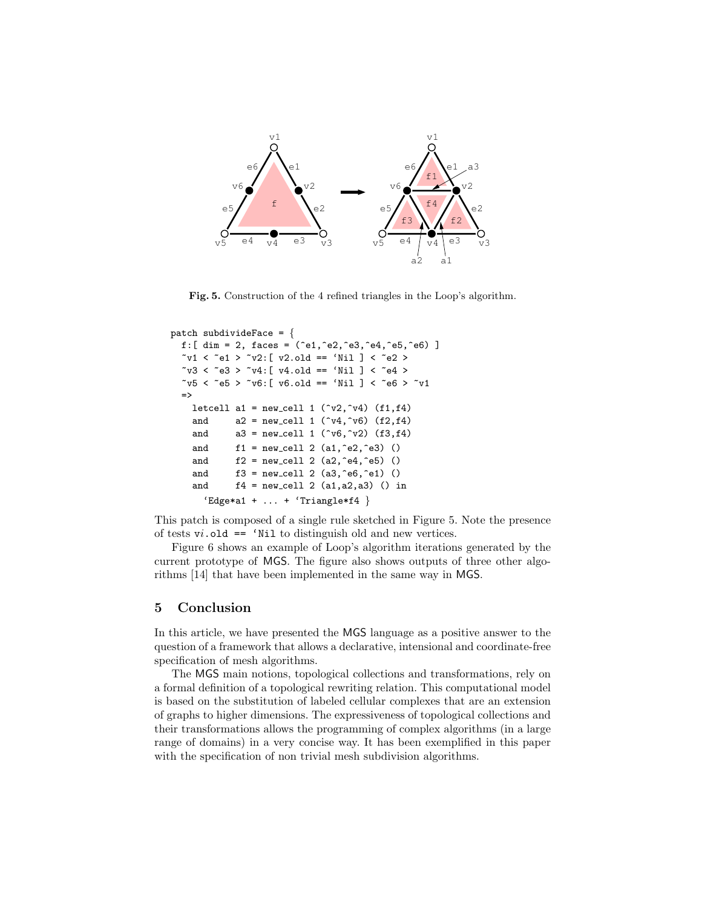**Fig. 5.** Construction of the 4 refined triangles in the Loop's algorithm.

```
patch subdivideFace = {
  f:[ dim = 2, faces = (^e1,^e2,^e3,^e4,^e5,^e6) ]
  ~v1 < ~e1 > ~v2:[ v2.old == `Nil ] < ~e2 >
  ~v3 < ~e3 > ~v4:[ v4.old == `Nil ] < ~e4 >
  ~v5 < ~e5 > ~v6:[ v6.old == `Nil ] < ~e6 > ~v1
  =>
    letcell a1 = new_cell 1 (^v2,^v4) (f1,f4)
    and     a2 = new_cell 1 (^v4,^v6) (f2,f4)
    and     a3 = new_cell 1 (^v6,^v2) (f3,f4)
    and     f1 = new_cell 2 (a1,^e2,^e3) ()
    and     f2 = new_cell 2 (a2,^e4,^e5) ()
    and     f3 = new_cell 2 (a3,^e6,^e1) ()
    and     f4 = new_cell 2 (a1,a2,a3) () in
      `Edge*a1 + ... + `Triangle*f4 }
```

This patch is composed of a single rule sketched in Figure 5. Note the presence of tests v$i$.old == `Nil to distinguish old and new vertices.

Figure 6 shows an example of Loop's algorithm iterations generated by the current prototype of MGS. The figure also shows outputs of three other algorithms [14] that have been implemented in the same way in MGS.

## 5 Conclusion

In this article, we have presented the MGS language as a positive answer to the question of a framework that allows a declarative, intensional and coordinate-free specification of mesh algorithms.

The MGS main notions, topological collections and transformations, rely on a formal definition of a topological rewriting relation. This computational model is based on the substitution of labeled cellular complexes that are an extension of graphs to higher dimensions. The expressiveness of topological collections and their transformations allows the programming of complex algorithms (in a large range of domains) in a very concise way. It has been exemplified in this paper with the specification of non trivial mesh subdivision algorithms.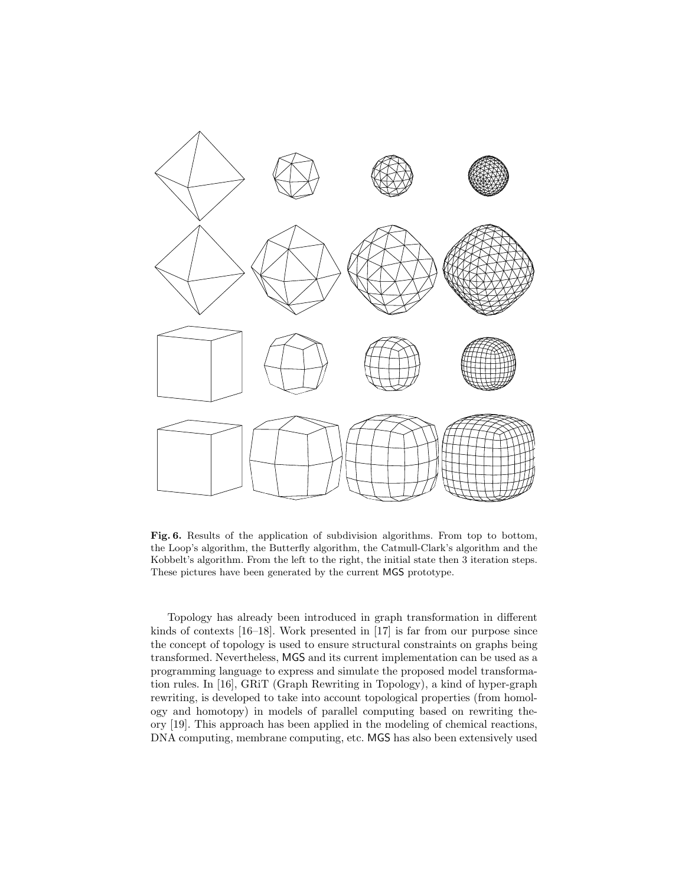**Fig. 6.** Results of the application of subdivision algorithms. From top to bottom, the Loop's algorithm, the Butterfly algorithm, the Catmull-Clark's algorithm and the Kobbelt's algorithm. From the left to the right, the initial state then 3 iteration steps. These pictures have been generated by the current MGS prototype.

Topology has already been introduced in graph transformation in different kinds of contexts [16–18]. Work presented in [17] is far from our purpose since the concept of topology is used to ensure structural constraints on graphs being transformed. Nevertheless, MGS and its current implementation can be used as a programming language to express and simulate the proposed model transformation rules. In [16], GRiT (Graph Rewriting in Topology), a kind of hyper-graph rewriting, is developed to take into account topological properties (from homology and homotopy) in models of parallel computing based on rewriting theory [19]. This approach has been applied in the modeling of chemical reactions, DNA computing, membrane computing, etc. MGS has also been extensively used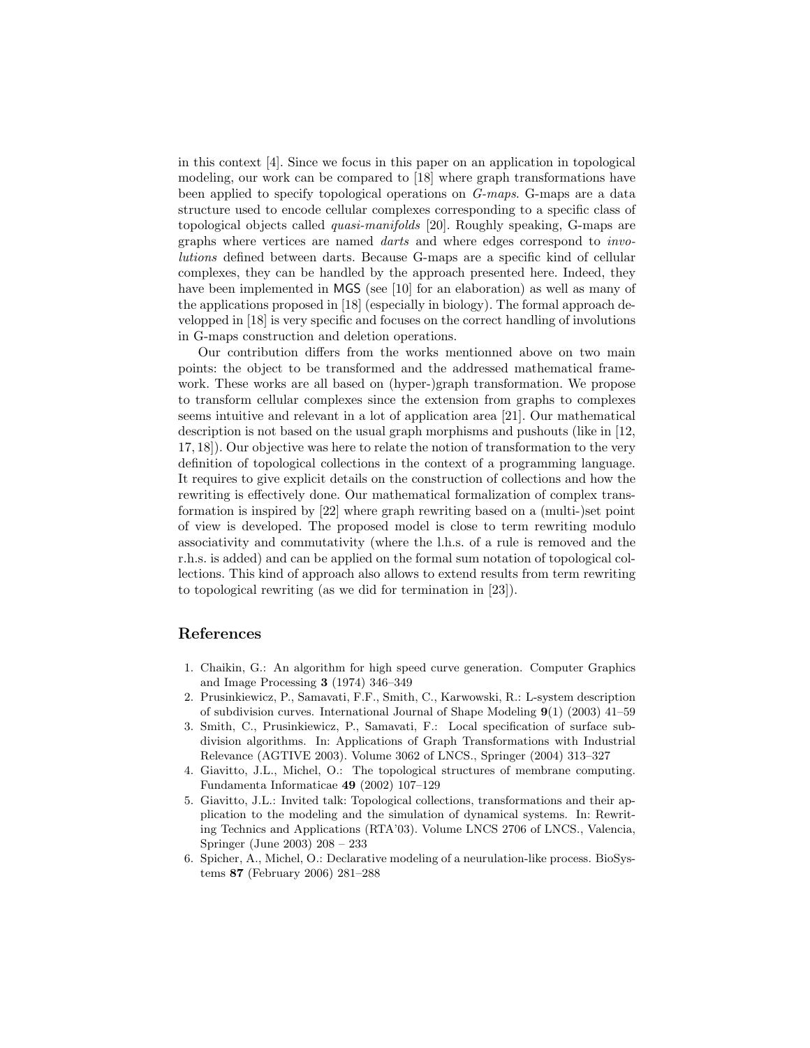in this context [4]. Since we focus in this paper on an application in topological modeling, our work can be compared to [18] where graph transformations have been applied to specify topological operations on *G-maps*. G-maps are a data structure used to encode cellular complexes corresponding to a specific class of topological objects called *quasi-manifolds* [20]. Roughly speaking, G-maps are graphs where vertices are named *darts* and where edges correspond to *involutions* defined between darts. Because G-maps are a specific kind of cellular complexes, they can be handled by the approach presented here. Indeed, they have been implemented in MGS (see [10] for an elaboration) as well as many of the applications proposed in [18] (especially in biology). The formal approach developped in [18] is very specific and focuses on the correct handling of involutions in G-maps construction and deletion operations.

Our contribution differs from the works mentionned above on two main points: the object to be transformed and the addressed mathematical framework. These works are all based on (hyper-)graph transformation. We propose to transform cellular complexes since the extension from graphs to complexes seems intuitive and relevant in a lot of application area [21]. Our mathematical description is not based on the usual graph morphisms and pushouts (like in [12, 17, 18]). Our objective was here to relate the notion of transformation to the very definition of topological collections in the context of a programming language. It requires to give explicit details on the construction of collections and how the rewriting is effectively done. Our mathematical formalization of complex transformation is inspired by [22] where graph rewriting based on a (multi-)set point of view is developed. The proposed model is close to term rewriting modulo associativity and commutativity (where the l.h.s. of a rule is removed and the r.h.s. is added) and can be applied on the formal sum notation of topological collections. This kind of approach also allows to extend results from term rewriting to topological rewriting (as we did for termination in [23]).

## References

1. Chaikin, G.: An algorithm for high speed curve generation. Computer Graphics and Image Processing **3** (1974) 346–349
2. Prusinkiewicz, P., Samavati, F.F., Smith, C., Karwowski, R.: L-system description of subdivision curves. International Journal of Shape Modeling **9**(1) (2003) 41–59
3. Smith, C., Prusinkiewicz, P., Samavati, F.: Local specification of surface subdivision algorithms. In: Applications of Graph Transformations with Industrial Relevance (AGTIVE 2003). Volume 3062 of LNCS., Springer (2004) 313–327
4. Giavitto, J.L., Michel, O.: The topological structures of membrane computing. Fundamenta Informaticae **49** (2002) 107–129
5. Giavitto, J.L.: Invited talk: Topological collections, transformations and their application to the modeling and the simulation of dynamical systems. In: Rewriting Technics and Applications (RTA'03). Volume LNCS 2706 of LNCS., Valencia, Springer (June 2003) 208 – 233
6. Spicher, A., Michel, O.: Declarative modeling of a neurulation-like process. BioSystems **87** (February 2006) 281–288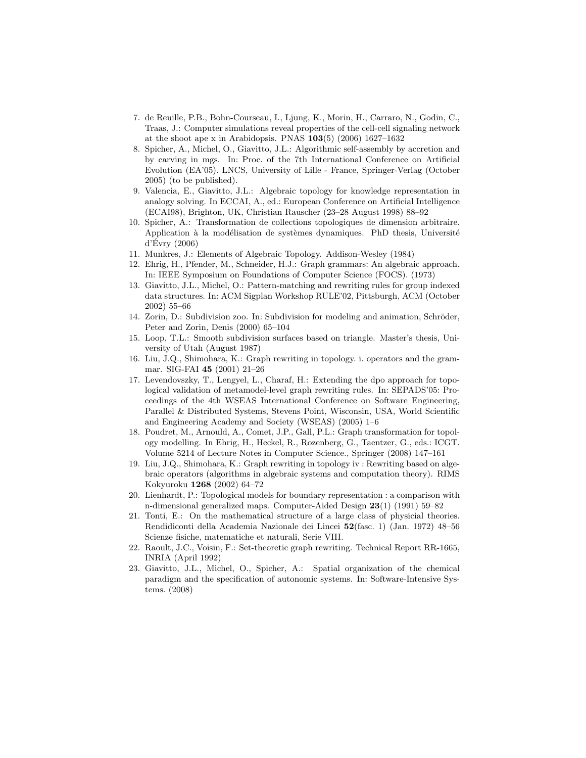7. de Reuille, P.B., Bohn-Courseau, I., Ljung, K., Morin, H., Carraro, N., Godin, C., Traas, J.: Computer simulations reveal properties of the cell-cell signaling network at the shoot ape x in Arabidopsis. PNAS **103**(5) (2006) 1627–1632
8. Spicher, A., Michel, O., Giavitto, J.L.: Algorithmic self-assembly by accretion and by carving in mgs. In: Proc. of the 7th International Conference on Artificial Evolution (EA'05). LNCS, University of Lille - France, Springer-Verlag (October 2005) (to be published).
9. Valencia, E., Giavitto, J.L.: Algebraic topology for knowledge representation in analogy solving. In ECCAI, A., ed.: European Conference on Artificial Intelligence (ECAI98), Brighton, UK, Christian Rauscher (23–28 August 1998) 88–92
10. Spicher, A.: Transformation de collections topologiques de dimension arbitraire. Application à la modélisation de systèmes dynamiques. PhD thesis, Université d'Évry (2006)
11. Munkres, J.: Elements of Algebraic Topology. Addison-Wesley (1984)
12. Ehrig, H., Pfender, M., Schneider, H.J.: Graph grammars: An algebraic approach. In: IEEE Symposium on Foundations of Computer Science (FOCS). (1973)
13. Giavitto, J.L., Michel, O.: Pattern-matching and rewriting rules for group indexed data structures. In: ACM Sigplan Workshop RULE'02, Pittsburgh, ACM (October 2002) 55–66
14. Zorin, D.: Subdivision zoo. In: Subdivision for modeling and animation, Schröder, Peter and Zorin, Denis (2000) 65–104
15. Loop, T.L.: Smooth subdivision surfaces based on triangle. Master's thesis, University of Utah (August 1987)
16. Liu, J.Q., Shimohara, K.: Graph rewriting in topology. i. operators and the grammar. SIG-FAI **45** (2001) 21–26
17. Levendovszky, T., Lengyel, L., Charaf, H.: Extending the dpo approach for topological validation of metamodel-level graph rewriting rules. In: SEPADS'05: Proceedings of the 4th WSEAS International Conference on Software Engineering, Parallel & Distributed Systems, Stevens Point, Wisconsin, USA, World Scientific and Engineering Academy and Society (WSEAS) (2005) 1–6
18. Poudret, M., Arnould, A., Comet, J.P., Gall, P.L.: Graph transformation for topology modelling. In Ehrig, H., Heckel, R., Rozenberg, G., Taentzer, G., eds.: ICGT. Volume 5214 of Lecture Notes in Computer Science., Springer (2008) 147–161
19. Liu, J.Q., Shimohara, K.: Graph rewriting in topology iv : Rewriting based on algebraic operators (algorithms in algebraic systems and computation theory). RIMS Kokyuroku **1268** (2002) 64–72
20. Lienhardt, P.: Topological models for boundary representation : a comparison with n-dimensional generalized maps. Computer-Aided Design **23**(1) (1991) 59–82
21. Tonti, E.: On the mathematical structure of a large class of physicial theories. Rendidiconti della Academia Nazionale dei Lincei **52**(fasc. 1) (Jan. 1972) 48–56 Scienze fisiche, matematiche et naturali, Serie VIII.
22. Raoult, J.C., Voisin, F.: Set-theoretic graph rewriting. Technical Report RR-1665, INRIA (April 1992)
23. Giavitto, J.L., Michel, O., Spicher, A.: Spatial organization of the chemical paradigm and the specification of autonomic systems. In: Software-Intensive Systems. (2008)